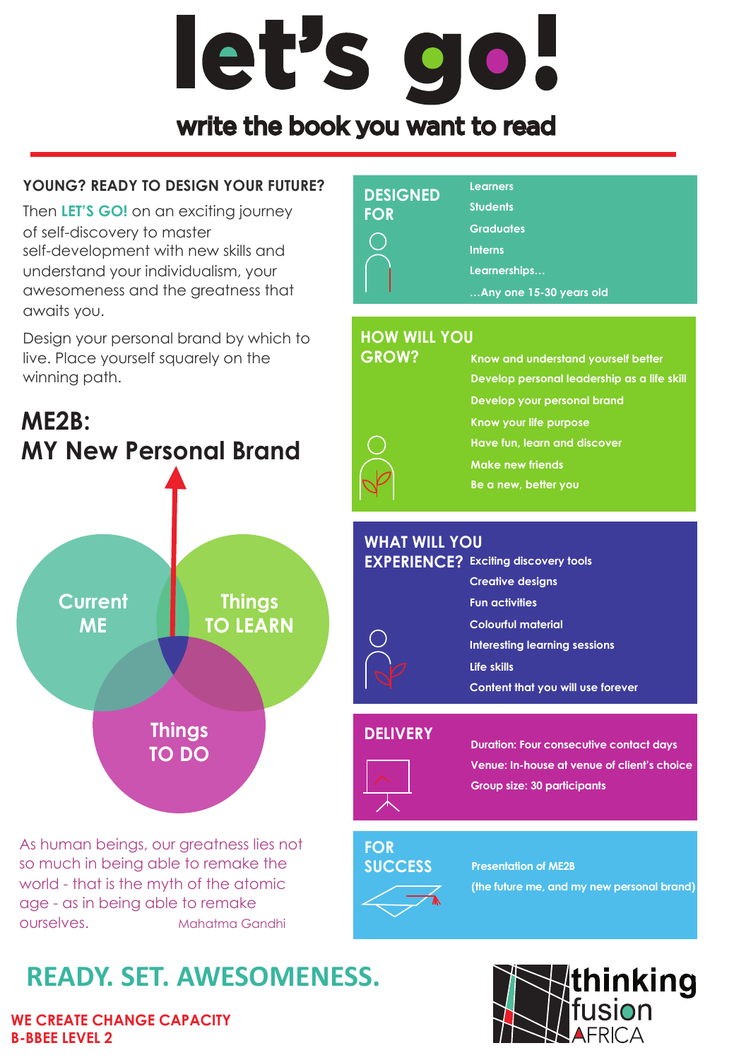# let's go!

## write the book you want to read

### YOUNG? READY TO DESIGN YOUR FUTURE?

Then **LET'S GO!** on an exciting journey of self-discovery to master self-development with new skills and understand your individualism, your awesomeness and the greatness that awaits you.

Design your personal brand by which to live. Place yourself squarely on the winning path.

## ME2B:
## MY New Personal Brand

Current ME

Things TO LEARN

Things TO DO

*As human beings, our greatness lies not so much in being able to remake the world - that is the myth of the atomic age - as in being able to remake ourselves.* — Mahatma Gandhi

### DESIGNED FOR

- Learners
- Students
- Graduates
- Interns
- Learnerships…
- …Any one 15-30 years old

### HOW WILL YOU GROW?

- Know and understand yourself better
- Develop personal leadership as a life skill
- Develop your personal brand
- Know your life purpose
- Have fun, learn and discover
- Make new friends
- Be a new, better you

### WHAT WILL YOU EXPERIENCE?

- Exciting discovery tools
- Creative designs
- Fun activities
- Colourful material
- Interesting learning sessions
- Life skills
- Content that you will use forever

### DELIVERY

- Duration: Four consecutive contact days
- Venue: In-house at venue of client's choice
- Group size: 30 participants

### FOR SUCCESS

Presentation of ME2B
(the future me, and my new personal brand)

## READY. SET. AWESOMENESS.

**WE CREATE CHANGE CAPACITY**
**B-BBEE LEVEL 2**

thinking fusion AFRICA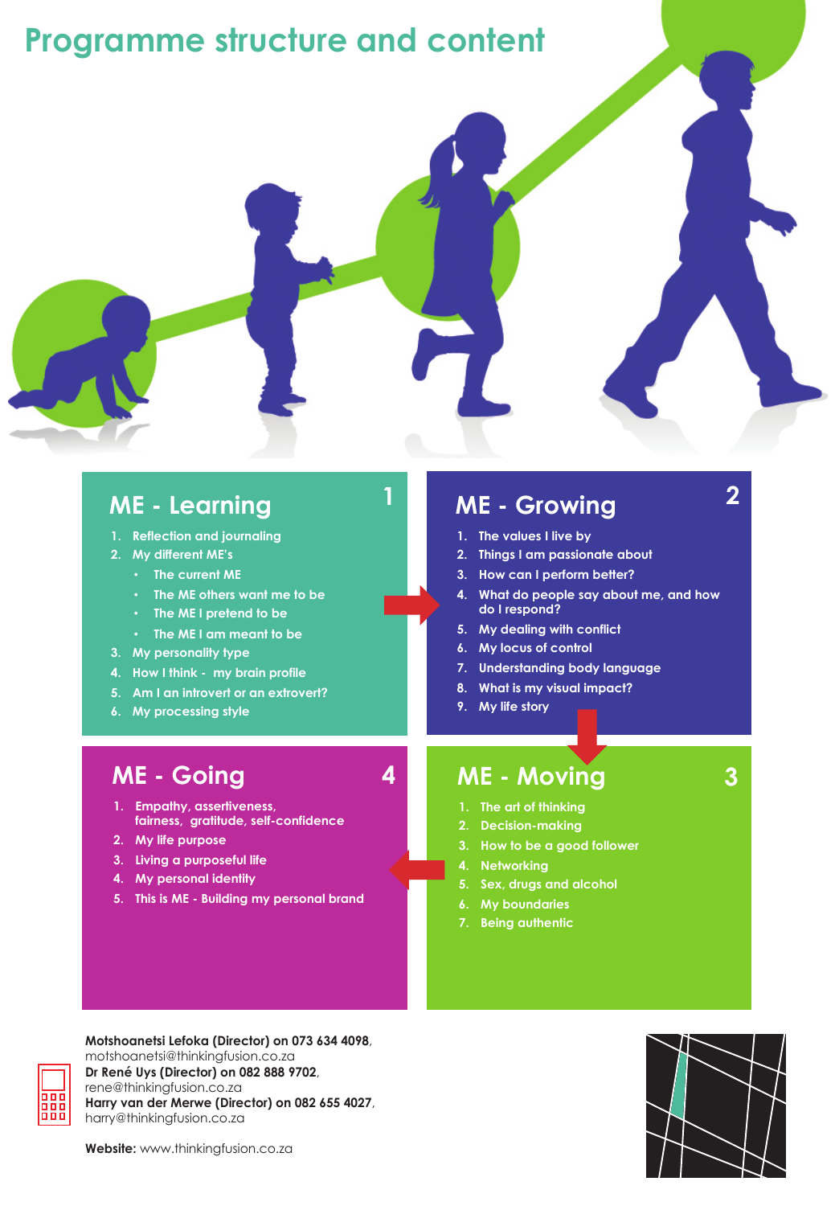# Programme structure and content

## ME - Learning
1

1. Reflection and journaling
2. My different ME's
   - The current ME
   - The ME others want me to be
   - The ME I pretend to be
   - The ME I am meant to be
3. My personality type
4. How I think - my brain profile
5. Am I an introvert or an extrovert?
6. My processing style

## ME - Growing
2

1. The values I live by
2. Things I am passionate about
3. How can I perform better?
4. What do people say about me, and how do I respond?
5. My dealing with conflict
6. My locus of control
7. Understanding body language
8. What is my visual impact?
9. My life story

## ME - Moving
3

1. The art of thinking
2. Decision-making
3. How to be a good follower
4. Networking
5. Sex, drugs and alcohol
6. My boundaries
7. Being authentic

## ME - Going
4

1. Empathy, assertiveness, fairness, gratitude, self-confidence
2. My life purpose
3. Living a purposeful life
4. My personal identity
5. This is ME - Building my personal brand

**Motshoanetsi Lefoka (Director) on 073 634 4098**, motshoanetsi@thinkingfusion.co.za
**Dr René Uys (Director) on 082 888 9702**, rene@thinkingfusion.co.za
**Harry van der Merwe (Director) on 082 655 4027**, harry@thinkingfusion.co.za

**Website:** www.thinkingfusion.co.za